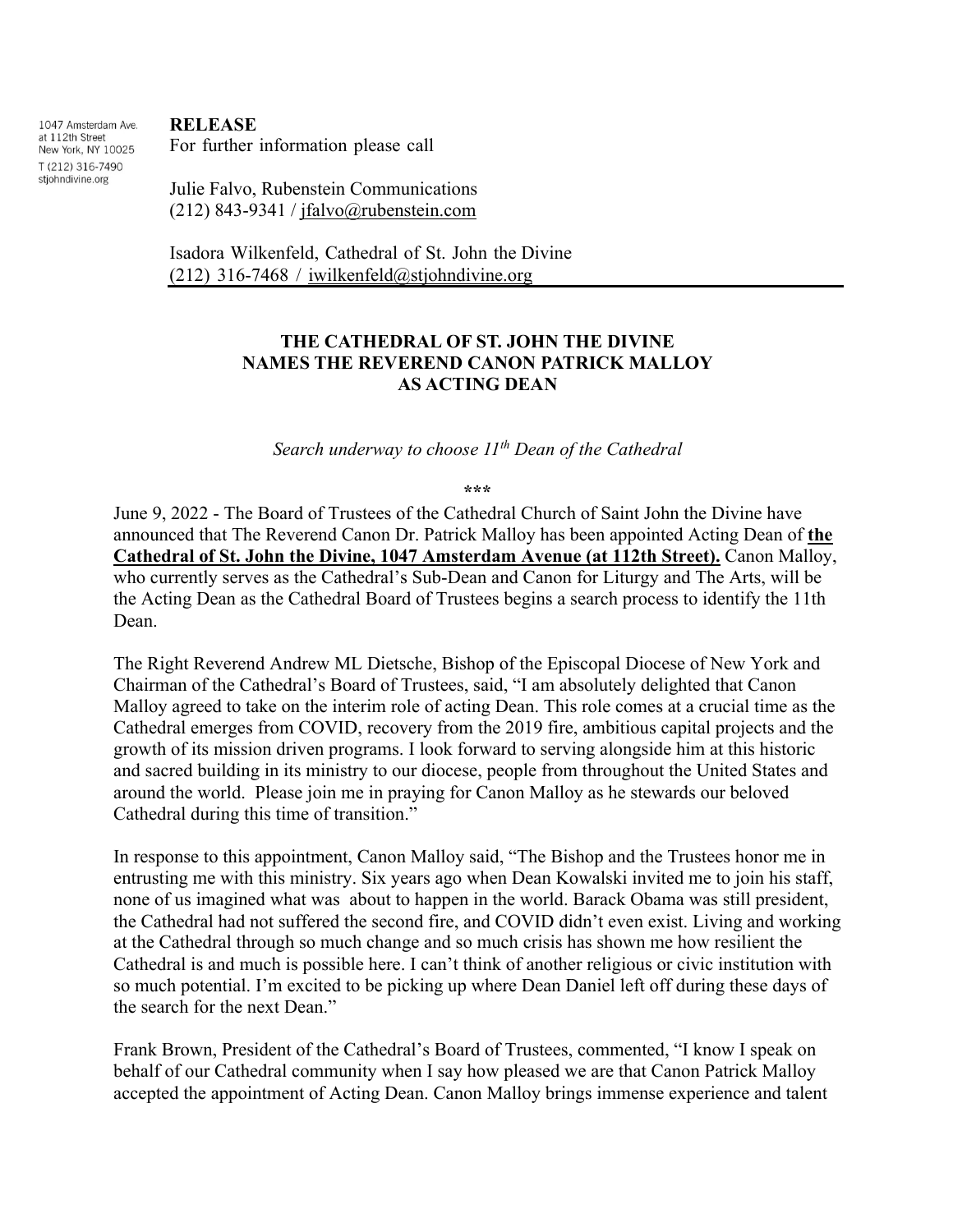1047 Amsterdam Ave.
at 112th Street
New York, NY 10025
T (212) 316-7490
stjohndivine.org

**RELEASE**

For further information please call

Julie Falvo, Rubenstein Communications
(212) 843-9341 / jfalvo@rubenstein.com

Isadora Wilkenfeld, Cathedral of St. John the Divine
(212) 316-7468 / iwilkenfeld@stjohndivine.org

---

**THE CATHEDRAL OF ST. JOHN THE DIVINE NAMES THE REVEREND CANON PATRICK MALLOY AS ACTING DEAN**

*Search underway to choose 11th Dean of the Cathedral*

\*\*\*

June 9, 2022 - The Board of Trustees of the Cathedral Church of Saint John the Divine have announced that The Reverend Canon Dr. Patrick Malloy has been appointed Acting Dean of **the Cathedral of St. John the Divine, 1047 Amsterdam Avenue (at 112th Street).** Canon Malloy, who currently serves as the Cathedral's Sub-Dean and Canon for Liturgy and The Arts, will be the Acting Dean as the Cathedral Board of Trustees begins a search process to identify the 11th Dean.

The Right Reverend Andrew ML Dietsche, Bishop of the Episcopal Diocese of New York and Chairman of the Cathedral's Board of Trustees, said, "I am absolutely delighted that Canon Malloy agreed to take on the interim role of acting Dean. This role comes at a crucial time as the Cathedral emerges from COVID, recovery from the 2019 fire, ambitious capital projects and the growth of its mission driven programs. I look forward to serving alongside him at this historic and sacred building in its ministry to our diocese, people from throughout the United States and around the world. Please join me in praying for Canon Malloy as he stewards our beloved Cathedral during this time of transition."

In response to this appointment, Canon Malloy said, "The Bishop and the Trustees honor me in entrusting me with this ministry. Six years ago when Dean Kowalski invited me to join his staff, none of us imagined what was about to happen in the world. Barack Obama was still president, the Cathedral had not suffered the second fire, and COVID didn't even exist. Living and working at the Cathedral through so much change and so much crisis has shown me how resilient the Cathedral is and much is possible here. I can't think of another religious or civic institution with so much potential. I'm excited to be picking up where Dean Daniel left off during these days of the search for the next Dean."

Frank Brown, President of the Cathedral's Board of Trustees, commented, "I know I speak on behalf of our Cathedral community when I say how pleased we are that Canon Patrick Malloy accepted the appointment of Acting Dean. Canon Malloy brings immense experience and talent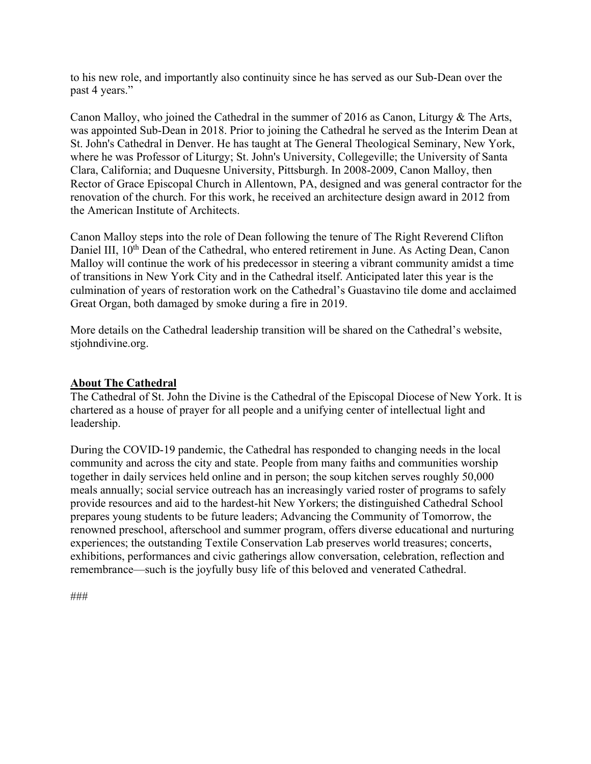to his new role, and importantly also continuity since he has served as our Sub-Dean over the past 4 years."

Canon Malloy, who joined the Cathedral in the summer of 2016 as Canon, Liturgy & The Arts, was appointed Sub-Dean in 2018. Prior to joining the Cathedral he served as the Interim Dean at St. John's Cathedral in Denver. He has taught at The General Theological Seminary, New York, where he was Professor of Liturgy; St. John's University, Collegeville; the University of Santa Clara, California; and Duquesne University, Pittsburgh. In 2008-2009, Canon Malloy, then Rector of Grace Episcopal Church in Allentown, PA, designed and was general contractor for the renovation of the church. For this work, he received an architecture design award in 2012 from the American Institute of Architects.

Canon Malloy steps into the role of Dean following the tenure of The Right Reverend Clifton Daniel III, 10th Dean of the Cathedral, who entered retirement in June. As Acting Dean, Canon Malloy will continue the work of his predecessor in steering a vibrant community amidst a time of transitions in New York City and in the Cathedral itself. Anticipated later this year is the culmination of years of restoration work on the Cathedral's Guastavino tile dome and acclaimed Great Organ, both damaged by smoke during a fire in 2019.

More details on the Cathedral leadership transition will be shared on the Cathedral's website, stjohndivine.org.

## About The Cathedral

The Cathedral of St. John the Divine is the Cathedral of the Episcopal Diocese of New York. It is chartered as a house of prayer for all people and a unifying center of intellectual light and leadership.

During the COVID-19 pandemic, the Cathedral has responded to changing needs in the local community and across the city and state. People from many faiths and communities worship together in daily services held online and in person; the soup kitchen serves roughly 50,000 meals annually; social service outreach has an increasingly varied roster of programs to safely provide resources and aid to the hardest-hit New Yorkers; the distinguished Cathedral School prepares young students to be future leaders; Advancing the Community of Tomorrow, the renowned preschool, afterschool and summer program, offers diverse educational and nurturing experiences; the outstanding Textile Conservation Lab preserves world treasures; concerts, exhibitions, performances and civic gatherings allow conversation, celebration, reflection and remembrance—such is the joyfully busy life of this beloved and venerated Cathedral.

###